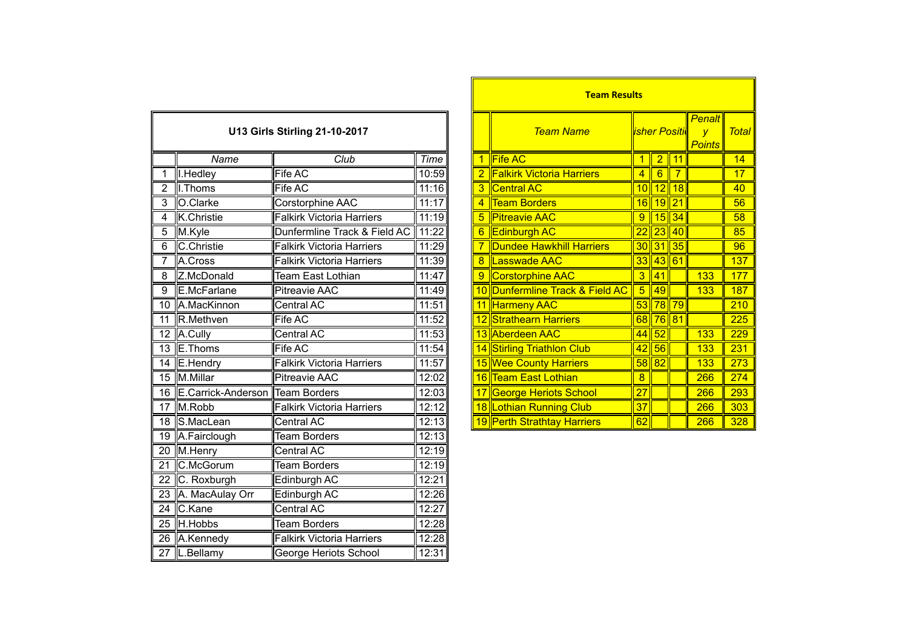## U13 Girls Stirling 21-10-2017

| | Name | Club | Time |
|---|---|---|---|
| 1 | I.Hedley | Fife AC | 10:59 |
| 2 | I.Thoms | Fife AC | 11:16 |
| 3 | O.Clarke | Corstorphine AAC | 11:17 |
| 4 | K.Christie | Falkirk Victoria Harriers | 11:19 |
| 5 | M.Kyle | Dunfermline Track & Field AC | 11:22 |
| 6 | C.Christie | Falkirk Victoria Harriers | 11:29 |
| 7 | A.Cross | Falkirk Victoria Harriers | 11:39 |
| 8 | Z.McDonald | Team East Lothian | 11:47 |
| 9 | E.McFarlane | Pitreavie AAC | 11:49 |
| 10 | A.MacKinnon | Central AC | 11:51 |
| 11 | R.Methven | Fife AC | 11:52 |
| 12 | A.Cully | Central AC | 11:53 |
| 13 | E.Thoms | Fife AC | 11:54 |
| 14 | E.Hendry | Falkirk Victoria Harriers | 11:57 |
| 15 | M.Millar | Pitreavie AAC | 12:02 |
| 16 | E.Carrick-Anderson | Team Borders | 12:03 |
| 17 | M.Robb | Falkirk Victoria Harriers | 12:12 |
| 18 | S.MacLean | Central AC | 12:13 |
| 19 | A.Fairclough | Team Borders | 12:13 |
| 20 | M.Henry | Central AC | 12:19 |
| 21 | C.McGorum | Team Borders | 12:19 |
| 22 | C. Roxburgh | Edinburgh AC | 12:21 |
| 23 | A. MacAulay Orr | Edinburgh AC | 12:26 |
| 24 | C.Kane | Central AC | 12:27 |
| 25 | H.Hobbs | Team Borders | 12:28 |
| 26 | A.Kennedy | Falkirk Victoria Harriers | 12:28 |
| 27 | L.Bellamy | George Heriots School | 12:31 |

## Team Results

| | Team Name | Finisher Positions | | | Penalty Points | Total |
|---|---|---|---|---|---|---|
| 1 | Fife AC | 1 | 2 | 11 | | 14 |
| 2 | Falkirk Victoria Harriers | 4 | 6 | 7 | | 17 |
| 3 | Central AC | 10 | 12 | 18 | | 40 |
| 4 | Team Borders | 16 | 19 | 21 | | 56 |
| 5 | Pitreavie AAC | 9 | 15 | 34 | | 58 |
| 6 | Edinburgh AC | 22 | 23 | 40 | | 85 |
| 7 | Dundee Hawkhill Harriers | 30 | 31 | 35 | | 96 |
| 8 | Lasswade AAC | 33 | 43 | 61 | | 137 |
| 9 | Corstorphine AAC | 3 | 41 | | 133 | 177 |
| 10 | Dunfermline Track & Field AC | 5 | 49 | | 133 | 187 |
| 11 | Harmeny AAC | 53 | 78 | 79 | | 210 |
| 12 | Strathearn Harriers | 68 | 76 | 81 | | 225 |
| 13 | Aberdeen AAC | 44 | 52 | | 133 | 229 |
| 14 | Stirling Triathlon Club | 42 | 56 | | 133 | 231 |
| 15 | Wee County Harriers | 58 | 82 | | 133 | 273 |
| 16 | Team East Lothian | 8 | | | 266 | 274 |
| 17 | George Heriots School | 27 | | | 266 | 293 |
| 18 | Lothian Running Club | 37 | | | 266 | 303 |
| 19 | Perth Strathtay Harriers | 62 | | | 266 | 328 |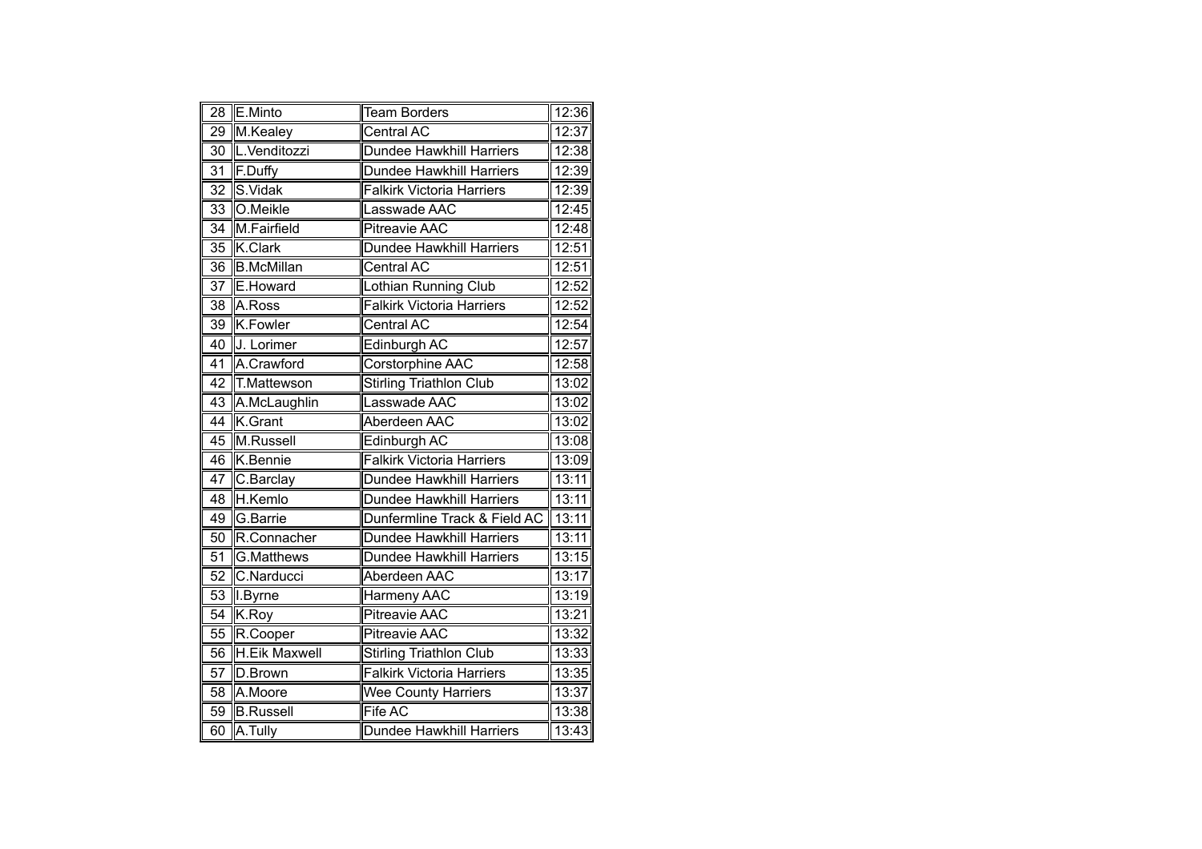| 28 | E.Minto | Team Borders | 12:36 |
|---|---|---|---|
| 29 | M.Kealey | Central AC | 12:37 |
| 30 | L.Venditozzi | Dundee Hawkhill Harriers | 12:38 |
| 31 | F.Duffy | Dundee Hawkhill Harriers | 12:39 |
| 32 | S.Vidak | Falkirk Victoria Harriers | 12:39 |
| 33 | O.Meikle | Lasswade AAC | 12:45 |
| 34 | M.Fairfield | Pitreavie AAC | 12:48 |
| 35 | K.Clark | Dundee Hawkhill Harriers | 12:51 |
| 36 | B.McMillan | Central AC | 12:51 |
| 37 | E.Howard | Lothian Running Club | 12:52 |
| 38 | A.Ross | Falkirk Victoria Harriers | 12:52 |
| 39 | K.Fowler | Central AC | 12:54 |
| 40 | J. Lorimer | Edinburgh AC | 12:57 |
| 41 | A.Crawford | Corstorphine AAC | 12:58 |
| 42 | T.Mattewson | Stirling Triathlon Club | 13:02 |
| 43 | A.McLaughlin | Lasswade AAC | 13:02 |
| 44 | K.Grant | Aberdeen AAC | 13:02 |
| 45 | M.Russell | Edinburgh AC | 13:08 |
| 46 | K.Bennie | Falkirk Victoria Harriers | 13:09 |
| 47 | C.Barclay | Dundee Hawkhill Harriers | 13:11 |
| 48 | H.Kemlo | Dundee Hawkhill Harriers | 13:11 |
| 49 | G.Barrie | Dunfermline Track & Field AC | 13:11 |
| 50 | R.Connacher | Dundee Hawkhill Harriers | 13:11 |
| 51 | G.Matthews | Dundee Hawkhill Harriers | 13:15 |
| 52 | C.Narducci | Aberdeen AAC | 13:17 |
| 53 | I.Byrne | Harmeny AAC | 13:19 |
| 54 | K.Roy | Pitreavie AAC | 13:21 |
| 55 | R.Cooper | Pitreavie AAC | 13:32 |
| 56 | H.Eik Maxwell | Stirling Triathlon Club | 13:33 |
| 57 | D.Brown | Falkirk Victoria Harriers | 13:35 |
| 58 | A.Moore | Wee County Harriers | 13:37 |
| 59 | B.Russell | Fife AC | 13:38 |
| 60 | A.Tully | Dundee Hawkhill Harriers | 13:43 |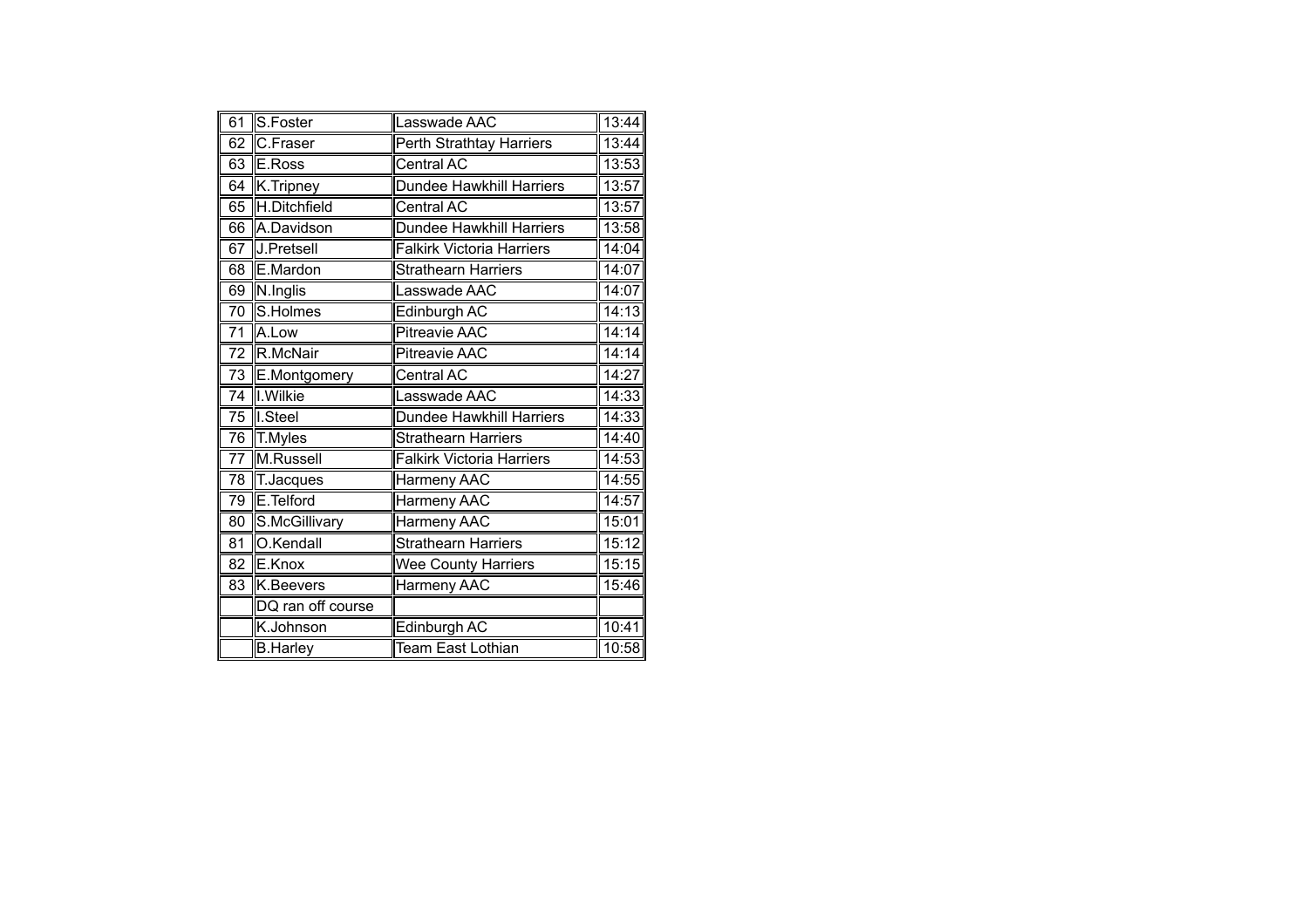| | | | |
|---|---|---|---|
| 61 | S.Foster | Lasswade AAC | 13:44 |
| 62 | C.Fraser | Perth Strathtay Harriers | 13:44 |
| 63 | E.Ross | Central AC | 13:53 |
| 64 | K.Tripney | Dundee Hawkhill Harriers | 13:57 |
| 65 | H.Ditchfield | Central AC | 13:57 |
| 66 | A.Davidson | Dundee Hawkhill Harriers | 13:58 |
| 67 | J.Pretsell | Falkirk Victoria Harriers | 14:04 |
| 68 | E.Mardon | Strathearn Harriers | 14:07 |
| 69 | N.Inglis | Lasswade AAC | 14:07 |
| 70 | S.Holmes | Edinburgh AC | 14:13 |
| 71 | A.Low | Pitreavie AAC | 14:14 |
| 72 | R.McNair | Pitreavie AAC | 14:14 |
| 73 | E.Montgomery | Central AC | 14:27 |
| 74 | I.Wilkie | Lasswade AAC | 14:33 |
| 75 | I.Steel | Dundee Hawkhill Harriers | 14:33 |
| 76 | T.Myles | Strathearn Harriers | 14:40 |
| 77 | M.Russell | Falkirk Victoria Harriers | 14:53 |
| 78 | T.Jacques | Harmeny AAC | 14:55 |
| 79 | E.Telford | Harmeny AAC | 14:57 |
| 80 | S.McGillivary | Harmeny AAC | 15:01 |
| 81 | O.Kendall | Strathearn Harriers | 15:12 |
| 82 | E.Knox | Wee County Harriers | 15:15 |
| 83 | K.Beevers | Harmeny AAC | 15:46 |
| | DQ ran off course | | |
| | K.Johnson | Edinburgh AC | 10:41 |
| | B.Harley | Team East Lothian | 10:58 |